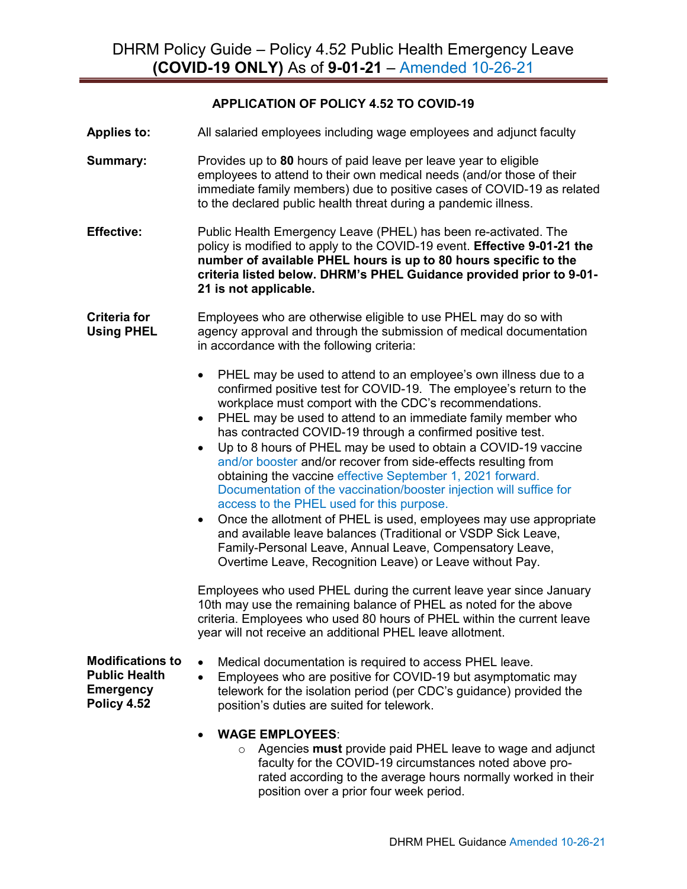# DHRM Policy Guide – Policy 4.52 Public Health Emergency Leave (COVID-19 ONLY) As of 9-01-21 – Amended 10-26-21

## APPLICATION OF POLICY 4.52 TO COVID-19

**Applies to:** All salaried employees including wage employees and adjunct faculty

**Summary:** Provides up to **80** hours of paid leave per leave year to eligible employees to attend to their own medical needs (and/or those of their immediate family members) due to positive cases of COVID-19 as related to the declared public health threat during a pandemic illness.

**Effective:** Public Health Emergency Leave (PHEL) has been re-activated. The policy is modified to apply to the COVID-19 event. **Effective 9-01-21 the number of available PHEL hours is up to 80 hours specific to the criteria listed below. DHRM's PHEL Guidance provided prior to 9-01-21 is not applicable.**

**Criteria for Using PHEL**

Employees who are otherwise eligible to use PHEL may do so with agency approval and through the submission of medical documentation in accordance with the following criteria:

- PHEL may be used to attend to an employee's own illness due to a confirmed positive test for COVID-19. The employee's return to the workplace must comport with the CDC's recommendations.
- PHEL may be used to attend to an immediate family member who has contracted COVID-19 through a confirmed positive test.
- Up to 8 hours of PHEL may be used to obtain a COVID-19 vaccine and/or booster and/or recover from side-effects resulting from obtaining the vaccine effective September 1, 2021 forward. Documentation of the vaccination/booster injection will suffice for access to the PHEL used for this purpose.
- Once the allotment of PHEL is used, employees may use appropriate and available leave balances (Traditional or VSDP Sick Leave, Family-Personal Leave, Annual Leave, Compensatory Leave, Overtime Leave, Recognition Leave) or Leave without Pay.

Employees who used PHEL during the current leave year since January 10th may use the remaining balance of PHEL as noted for the above criteria. Employees who used 80 hours of PHEL within the current leave year will not receive an additional PHEL leave allotment.

**Modifications to Public Health Emergency Policy 4.52**

- Medical documentation is required to access PHEL leave.
- Employees who are positive for COVID-19 but asymptomatic may telework for the isolation period (per CDC's guidance) provided the position's duties are suited for telework.
- **WAGE EMPLOYEES**:
  - Agencies **must** provide paid PHEL leave to wage and adjunct faculty for the COVID-19 circumstances noted above pro-rated according to the average hours normally worked in their position over a prior four week period.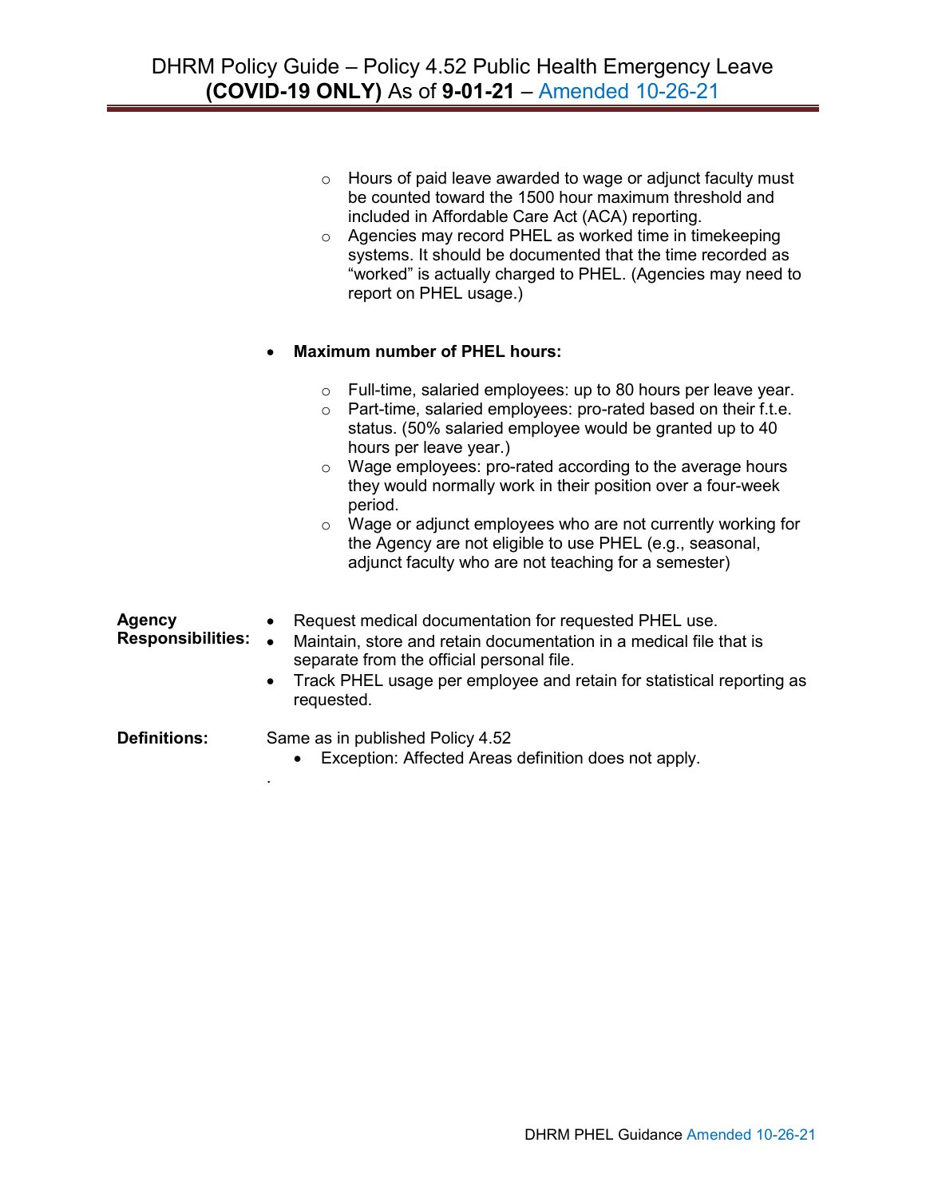- Hours of paid leave awarded to wage or adjunct faculty must be counted toward the 1500 hour maximum threshold and included in Affordable Care Act (ACA) reporting.
- Agencies may record PHEL as worked time in timekeeping systems. It should be documented that the time recorded as "worked" is actually charged to PHEL. (Agencies may need to report on PHEL usage.)

- **Maximum number of PHEL hours:**
  - Full-time, salaried employees: up to 80 hours per leave year.
  - Part-time, salaried employees: pro-rated based on their f.t.e. status. (50% salaried employee would be granted up to 40 hours per leave year.)
  - Wage employees: pro-rated according to the average hours they would normally work in their position over a four-week period.
  - Wage or adjunct employees who are not currently working for the Agency are not eligible to use PHEL (e.g., seasonal, adjunct faculty who are not teaching for a semester)

**Agency Responsibilities:**

- Request medical documentation for requested PHEL use.
- Maintain, store and retain documentation in a medical file that is separate from the official personal file.
- Track PHEL usage per employee and retain for statistical reporting as requested.

**Definitions:**

Same as in published Policy 4.52

- Exception: Affected Areas definition does not apply.

.